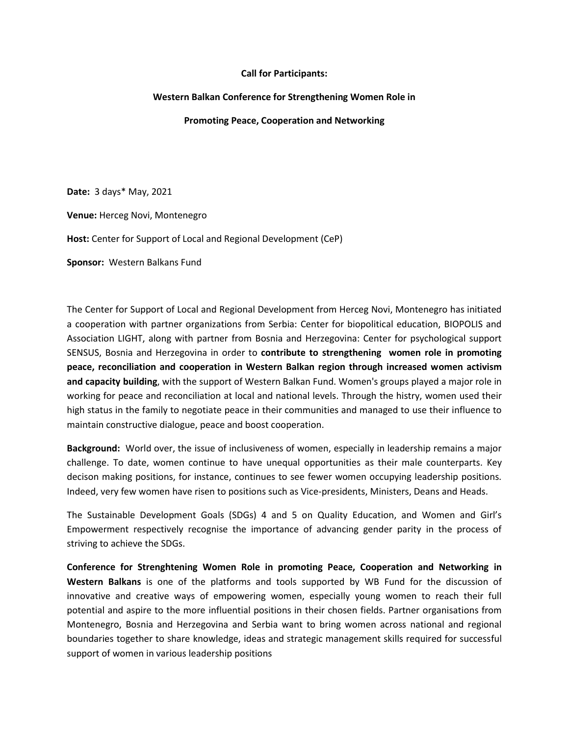**Call for Participants:**

**Western Balkan Conference for Strengthening Women Role in**

**Promoting Peace, Cooperation and Networking**

**Date:** 3 days* May, 2021

**Venue:** Herceg Novi, Montenegro

**Host:** Center for Support of Local and Regional Development (CeP)

**Sponsor:** Western Balkans Fund

The Center for Support of Local and Regional Development from Herceg Novi, Montenegro has initiated a cooperation with partner organizations from Serbia: Center for biopolitical education, BIOPOLIS and Association LIGHT, along with partner from Bosnia and Herzegovina: Center for psychological support SENSUS, Bosnia and Herzegovina in order to **contribute to strengthening women role in promoting peace, reconciliation and cooperation in Western Balkan region through increased women activism and capacity building**, with the support of Western Balkan Fund. Women's groups played a major role in working for peace and reconciliation at local and national levels. Through the histry, women used their high status in the family to negotiate peace in their communities and managed to use their influence to maintain constructive dialogue, peace and boost cooperation.

**Background:** World over, the issue of inclusiveness of women, especially in leadership remains a major challenge. To date, women continue to have unequal opportunities as their male counterparts. Key decison making positions, for instance, continues to see fewer women occupying leadership positions. Indeed, very few women have risen to positions such as Vice-presidents, Ministers, Deans and Heads.

The Sustainable Development Goals (SDGs) 4 and 5 on Quality Education, and Women and Girl's Empowerment respectively recognise the importance of advancing gender parity in the process of striving to achieve the SDGs.

**Conference for Strenghtening Women Role in promoting Peace, Cooperation and Networking in Western Balkans** is one of the platforms and tools supported by WB Fund for the discussion of innovative and creative ways of empowering women, especially young women to reach their full potential and aspire to the more influential positions in their chosen fields. Partner organisations from Montenegro, Bosnia and Herzegovina and Serbia want to bring women across national and regional boundaries together to share knowledge, ideas and strategic management skills required for successful support of women in various leadership positions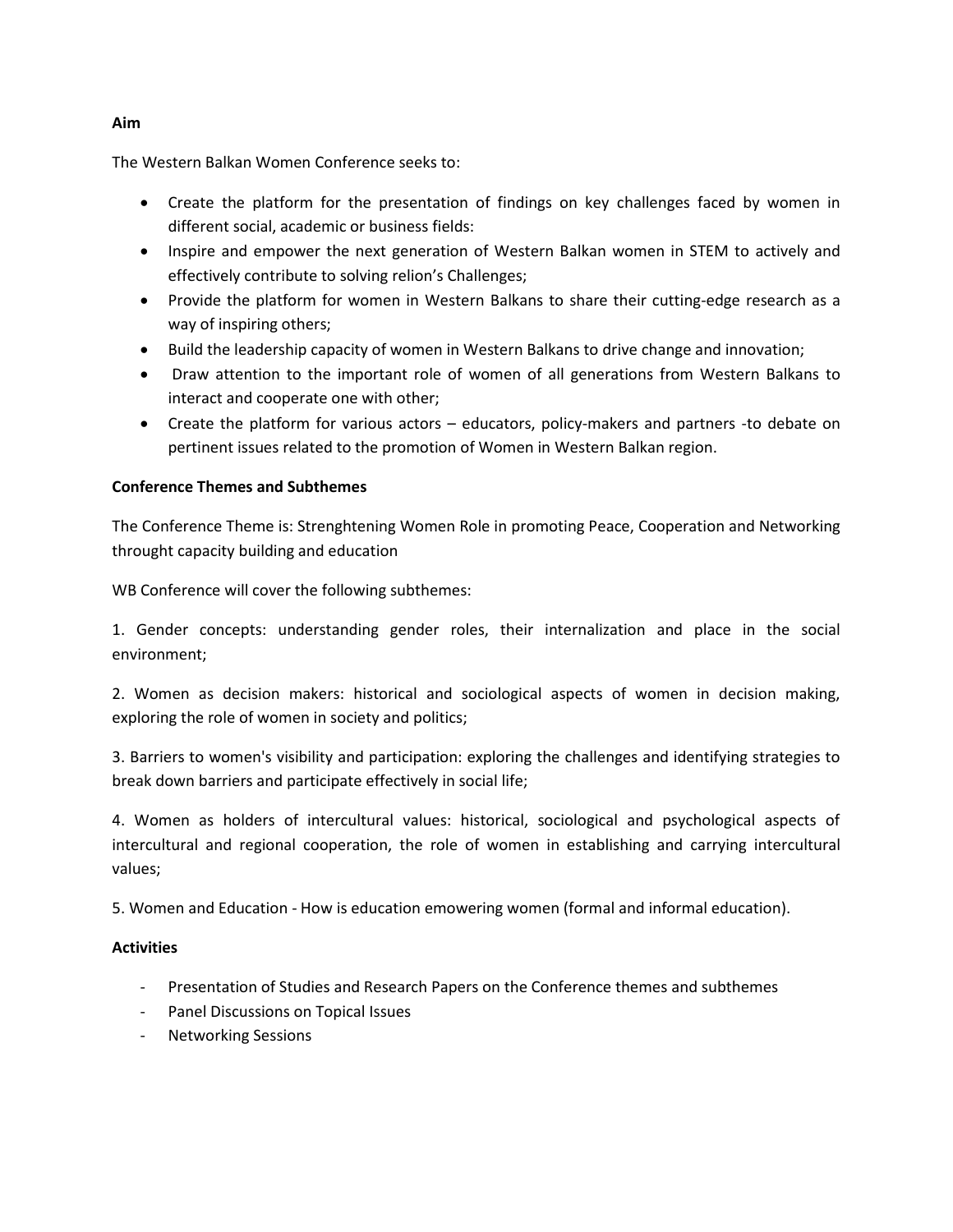**Aim**

The Western Balkan Women Conference seeks to:

- Create the platform for the presentation of findings on key challenges faced by women in different social, academic or business fields:
- Inspire and empower the next generation of Western Balkan women in STEM to actively and effectively contribute to solving relion's Challenges;
- Provide the platform for women in Western Balkans to share their cutting-edge research as a way of inspiring others;
- Build the leadership capacity of women in Western Balkans to drive change and innovation;
- Draw attention to the important role of women of all generations from Western Balkans to interact and cooperate one with other;
- Create the platform for various actors – educators, policy-makers and partners -to debate on pertinent issues related to the promotion of Women in Western Balkan region.

**Conference Themes and Subthemes**

The Conference Theme is: Strenghtening Women Role in promoting Peace, Cooperation and Networking throught capacity building and education

WB Conference will cover the following subthemes:

1. Gender concepts: understanding gender roles, their internalization and place in the social environment;

2. Women as decision makers: historical and sociological aspects of women in decision making, exploring the role of women in society and politics;

3. Barriers to women's visibility and participation: exploring the challenges and identifying strategies to break down barriers and participate effectively in social life;

4. Women as holders of intercultural values: historical, sociological and psychological aspects of intercultural and regional cooperation, the role of women in establishing and carrying intercultural values;

5. Women and Education - How is education emowering women (formal and informal education).

**Activities**

- Presentation of Studies and Research Papers on the Conference themes and subthemes
- Panel Discussions on Topical Issues
- Networking Sessions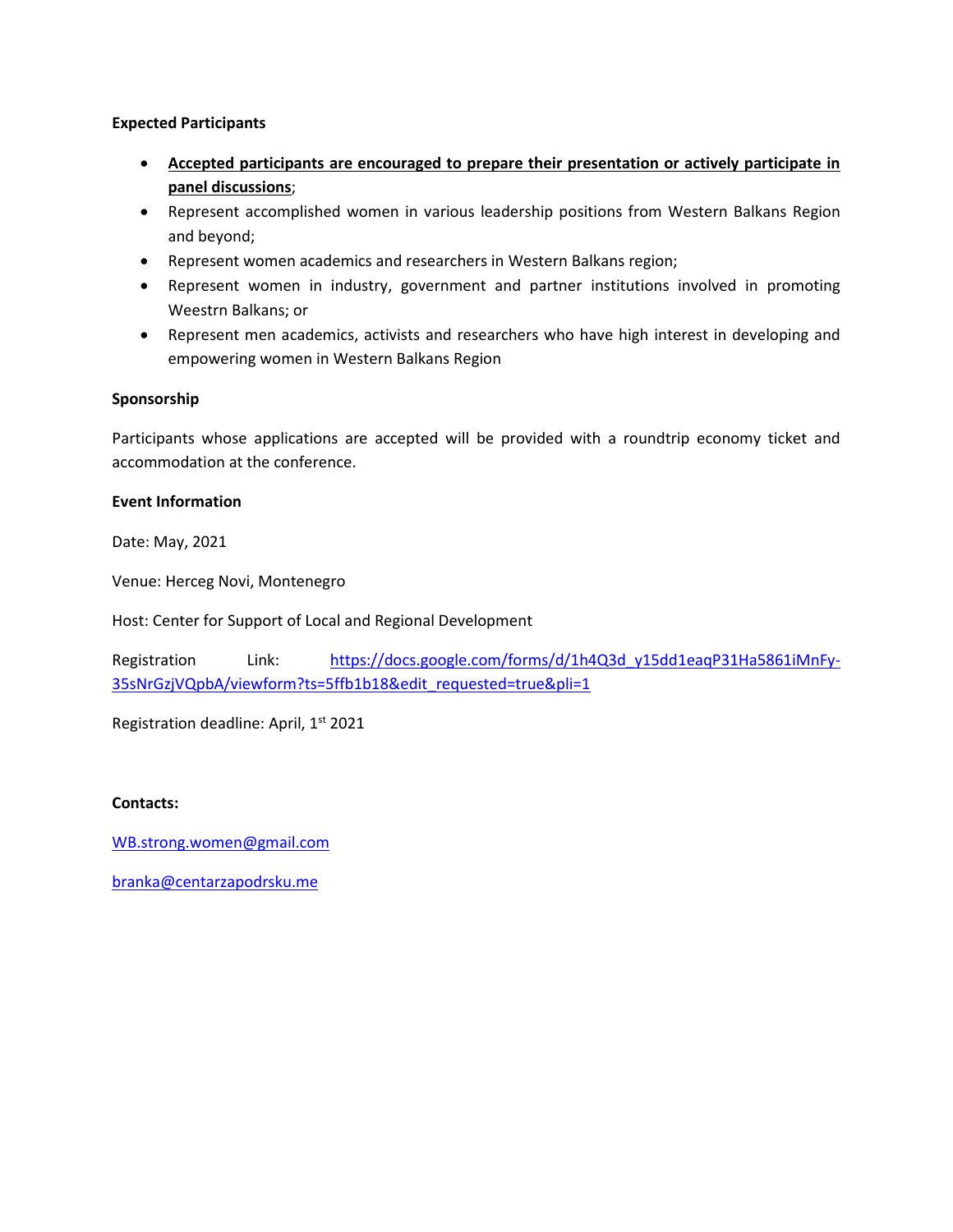**Expected Participants**

- **Accepted participants are encouraged to prepare their presentation or actively participate in panel discussions**;
- Represent accomplished women in various leadership positions from Western Balkans Region and beyond;
- Represent women academics and researchers in Western Balkans region;
- Represent women in industry, government and partner institutions involved in promoting Weestrn Balkans; or
- Represent men academics, activists and researchers who have high interest in developing and empowering women in Western Balkans Region

**Sponsorship**

Participants whose applications are accepted will be provided with a roundtrip economy ticket and accommodation at the conference.

**Event Information**

Date: May, 2021

Venue: Herceg Novi, Montenegro

Host: Center for Support of Local and Regional Development

Registration Link: https://docs.google.com/forms/d/1h4Q3d_y15dd1eaqP31Ha5861iMnFy-35sNrGzjVQpbA/viewform?ts=5ffb1b18&edit_requested=true&pli=1

Registration deadline: April, 1st 2021

**Contacts:**

WB.strong.women@gmail.com

branka@centarzapodrsku.me